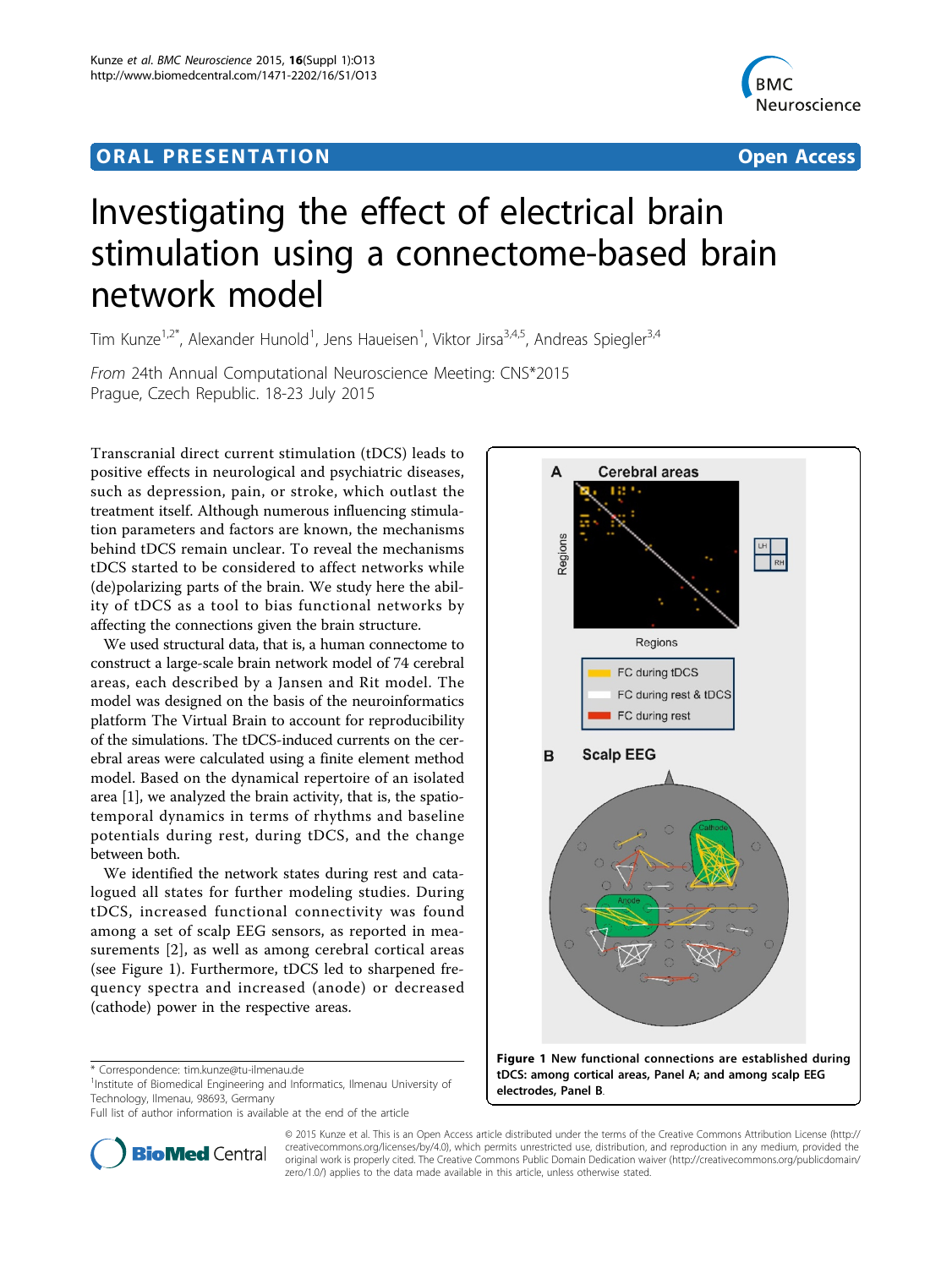ORAL PRESENTATION Open Access

# Investigating the effect of electrical brain stimulation using a connectome-based brain network model

Tim Kunze[1,2*], Alexander Hunold[1], Jens Haueisen[1], Viktor Jirsa[3,4,5], Andreas Spiegler[3,4]

*From* 24th Annual Computational Neuroscience Meeting: CNS*2015
Prague, Czech Republic. 18-23 July 2015

Transcranial direct current stimulation (tDCS) leads to positive effects in neurological and psychiatric diseases, such as depression, pain, or stroke, which outlast the treatment itself. Although numerous influencing stimulation parameters and factors are known, the mechanisms behind tDCS remain unclear. To reveal the mechanisms tDCS started to be considered to affect networks while (de)polarizing parts of the brain. We study here the ability of tDCS as a tool to bias functional networks by affecting the connections given the brain structure.

We used structural data, that is, a human connectome to construct a large-scale brain network model of 74 cerebral areas, each described by a Jansen and Rit model. The model was designed on the basis of the neuroinformatics platform The Virtual Brain to account for reproducibility of the simulations. The tDCS-induced currents on the cerebral areas were calculated using a finite element method model. Based on the dynamical repertoire of an isolated area [1], we analyzed the brain activity, that is, the spatiotemporal dynamics in terms of rhythms and baseline potentials during rest, during tDCS, and the change between both.

We identified the network states during rest and catalogued all states for further modeling studies. During tDCS, increased functional connectivity was found among a set of scalp EEG sensors, as reported in measurements [2], as well as among cerebral cortical areas (see Figure 1). Furthermore, tDCS led to sharpened frequency spectra and increased (anode) or decreased (cathode) power in the respective areas.

**Figure 1 New functional connections are established during tDCS: among cortical areas, Panel A; and among scalp EEG electrodes, Panel B.**

\* Correspondence: tim.kunze@tu-ilmenau.de
[1]Institute of Biomedical Engineering and Informatics, Ilmenau University of Technology, Ilmenau, 98693, Germany
Full list of author information is available at the end of the article

© 2015 Kunze et al. This is an Open Access article distributed under the terms of the Creative Commons Attribution License (http://creativecommons.org/licenses/by/4.0), which permits unrestricted use, distribution, and reproduction in any medium, provided the original work is properly cited. The Creative Commons Public Domain Dedication waiver (http://creativecommons.org/publicdomain/zero/1.0/) applies to the data made available in this article, unless otherwise stated.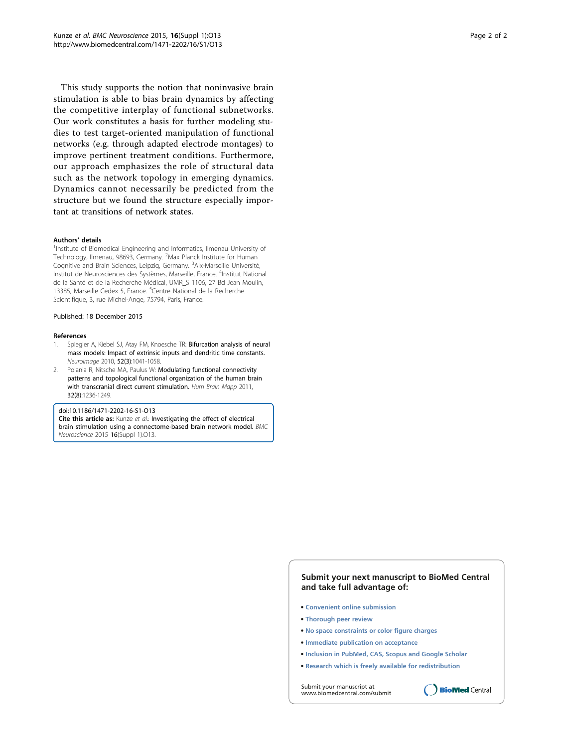This study supports the notion that noninvasive brain stimulation is able to bias brain dynamics by affecting the competitive interplay of functional subnetworks. Our work constitutes a basis for further modeling studies to test target-oriented manipulation of functional networks (e.g. through adapted electrode montages) to improve pertinent treatment conditions. Furthermore, our approach emphasizes the role of structural data such as the network topology in emerging dynamics. Dynamics cannot necessarily be predicted from the structure but we found the structure especially important at transitions of network states.

#### Authors' details

[1]Institute of Biomedical Engineering and Informatics, Ilmenau University of Technology, Ilmenau, 98693, Germany. [2]Max Planck Institute for Human Cognitive and Brain Sciences, Leipzig, Germany. [3]Aix-Marseille Université, Institut de Neurosciences des Systèmes, Marseille, France. [4]Institut National de la Santé et de la Recherche Médical, UMR_S 1106, 27 Bd Jean Moulin, 13385, Marseille Cedex 5, France. [5]Centre National de la Recherche Scientifique, 3, rue Michel-Ange, 75794, Paris, France.

Published: 18 December 2015

#### References

1. Spiegler A, Kiebel SJ, Atay FM, Knoesche TR: **Bifurcation analysis of neural mass models: Impact of extrinsic inputs and dendritic time constants.** *Neuroimage* 2010, **52(3)**:1041-1058.
2. Polania R, Nitsche MA, Paulus W: **Modulating functional connectivity patterns and topological functional organization of the human brain with transcranial direct current stimulation.** *Hum Brain Mapp* 2011, **32(8)**:1236-1249.

doi:10.1186/1471-2202-16-S1-O13
**Cite this article as:** Kunze *et al.*: Investigating the effect of electrical brain stimulation using a connectome-based brain network model. *BMC Neuroscience* 2015 **16**(Suppl 1):O13.

**Submit your next manuscript to BioMed Central and take full advantage of:**

- **Convenient online submission**
- **Thorough peer review**
- **No space constraints or color figure charges**
- **Immediate publication on acceptance**
- **Inclusion in PubMed, CAS, Scopus and Google Scholar**
- **Research which is freely available for redistribution**

Submit your manuscript at www.biomedcentral.com/submit

BioMed Central